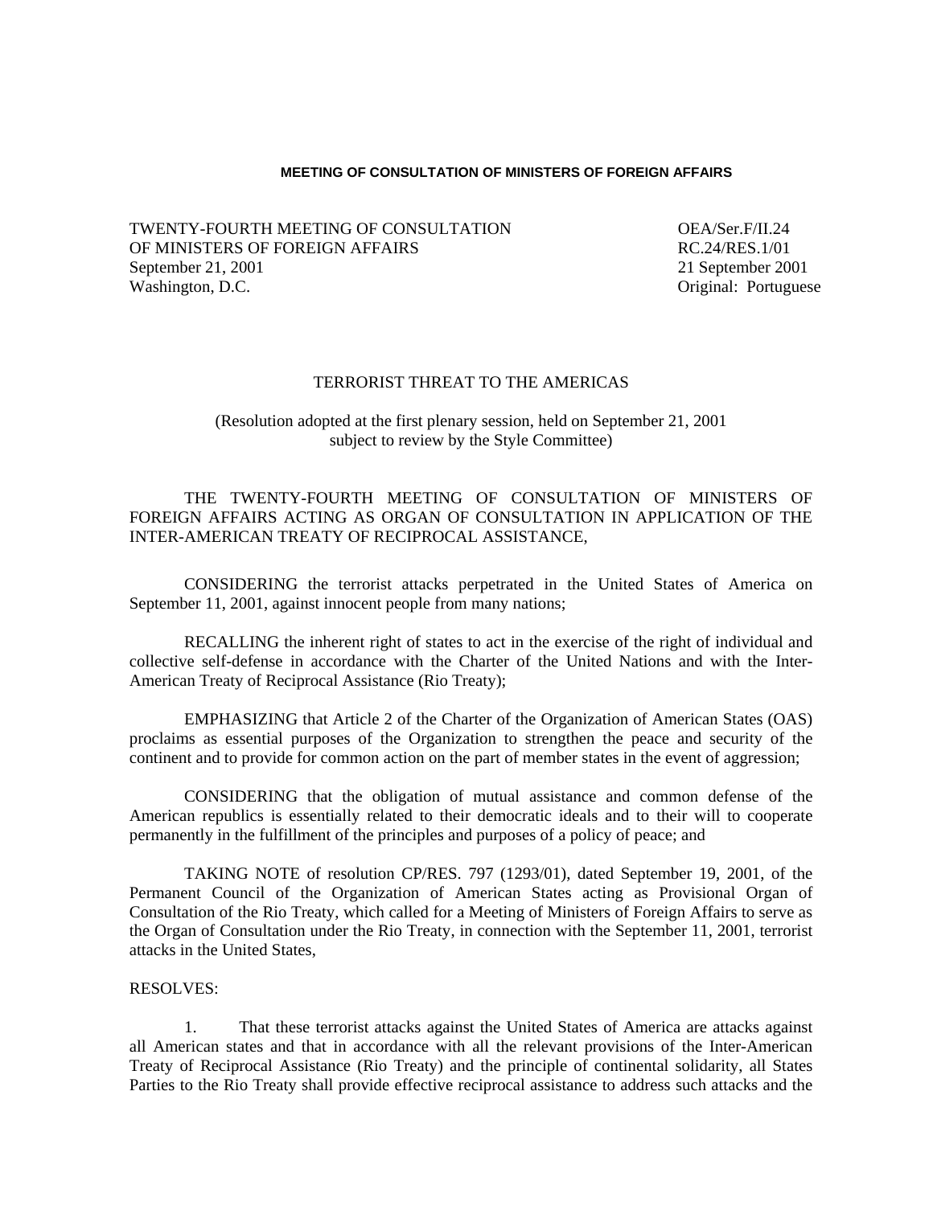**MEETING OF CONSULTATION OF MINISTERS OF FOREIGN AFFAIRS**

TWENTY-FOURTH MEETING OF CONSULTATION OF MINISTERS OF FOREIGN AFFAIRS
September 21, 2001
Washington, D.C.

OEA/Ser.F/II.24
RC.24/RES.1/01
21 September 2001
Original: Portuguese

TERRORIST THREAT TO THE AMERICAS

(Resolution adopted at the first plenary session, held on September 21, 2001 subject to review by the Style Committee)

THE TWENTY-FOURTH MEETING OF CONSULTATION OF MINISTERS OF FOREIGN AFFAIRS ACTING AS ORGAN OF CONSULTATION IN APPLICATION OF THE INTER-AMERICAN TREATY OF RECIPROCAL ASSISTANCE,

CONSIDERING the terrorist attacks perpetrated in the United States of America on September 11, 2001, against innocent people from many nations;

RECALLING the inherent right of states to act in the exercise of the right of individual and collective self-defense in accordance with the Charter of the United Nations and with the Inter-American Treaty of Reciprocal Assistance (Rio Treaty);

EMPHASIZING that Article 2 of the Charter of the Organization of American States (OAS) proclaims as essential purposes of the Organization to strengthen the peace and security of the continent and to provide for common action on the part of member states in the event of aggression;

CONSIDERING that the obligation of mutual assistance and common defense of the American republics is essentially related to their democratic ideals and to their will to cooperate permanently in the fulfillment of the principles and purposes of a policy of peace; and

TAKING NOTE of resolution CP/RES. 797 (1293/01), dated September 19, 2001, of the Permanent Council of the Organization of American States acting as Provisional Organ of Consultation of the Rio Treaty, which called for a Meeting of Ministers of Foreign Affairs to serve as the Organ of Consultation under the Rio Treaty, in connection with the September 11, 2001, terrorist attacks in the United States,

RESOLVES:

1. That these terrorist attacks against the United States of America are attacks against all American states and that in accordance with all the relevant provisions of the Inter-American Treaty of Reciprocal Assistance (Rio Treaty) and the principle of continental solidarity, all States Parties to the Rio Treaty shall provide effective reciprocal assistance to address such attacks and the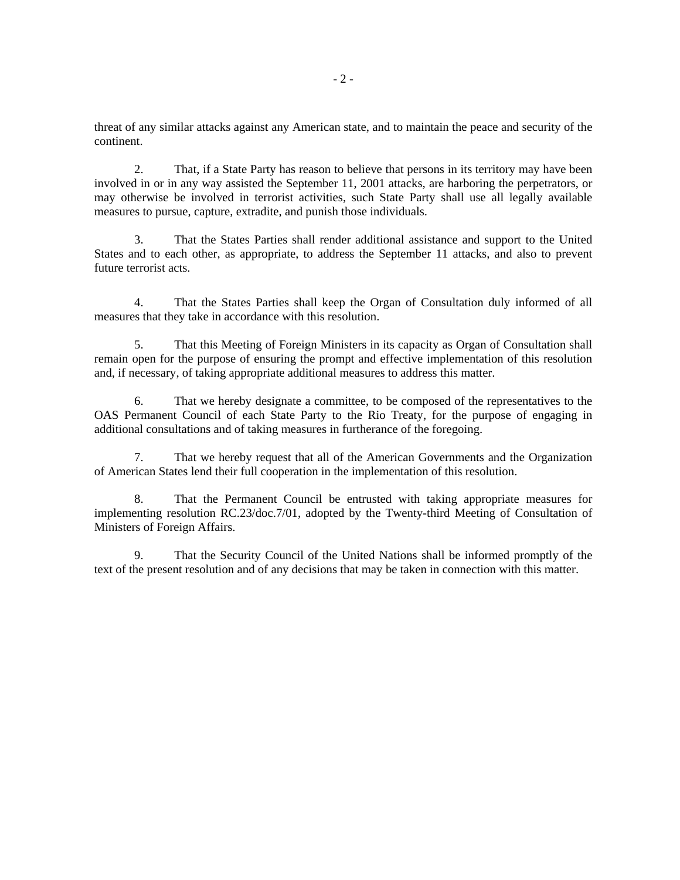threat of any similar attacks against any American state, and to maintain the peace and security of the continent.

2. That, if a State Party has reason to believe that persons in its territory may have been involved in or in any way assisted the September 11, 2001 attacks, are harboring the perpetrators, or may otherwise be involved in terrorist activities, such State Party shall use all legally available measures to pursue, capture, extradite, and punish those individuals.

3. That the States Parties shall render additional assistance and support to the United States and to each other, as appropriate, to address the September 11 attacks, and also to prevent future terrorist acts.

4. That the States Parties shall keep the Organ of Consultation duly informed of all measures that they take in accordance with this resolution.

5. That this Meeting of Foreign Ministers in its capacity as Organ of Consultation shall remain open for the purpose of ensuring the prompt and effective implementation of this resolution and, if necessary, of taking appropriate additional measures to address this matter.

6. That we hereby designate a committee, to be composed of the representatives to the OAS Permanent Council of each State Party to the Rio Treaty, for the purpose of engaging in additional consultations and of taking measures in furtherance of the foregoing.

7. That we hereby request that all of the American Governments and the Organization of American States lend their full cooperation in the implementation of this resolution.

8. That the Permanent Council be entrusted with taking appropriate measures for implementing resolution RC.23/doc.7/01, adopted by the Twenty-third Meeting of Consultation of Ministers of Foreign Affairs.

9. That the Security Council of the United Nations shall be informed promptly of the text of the present resolution and of any decisions that may be taken in connection with this matter.